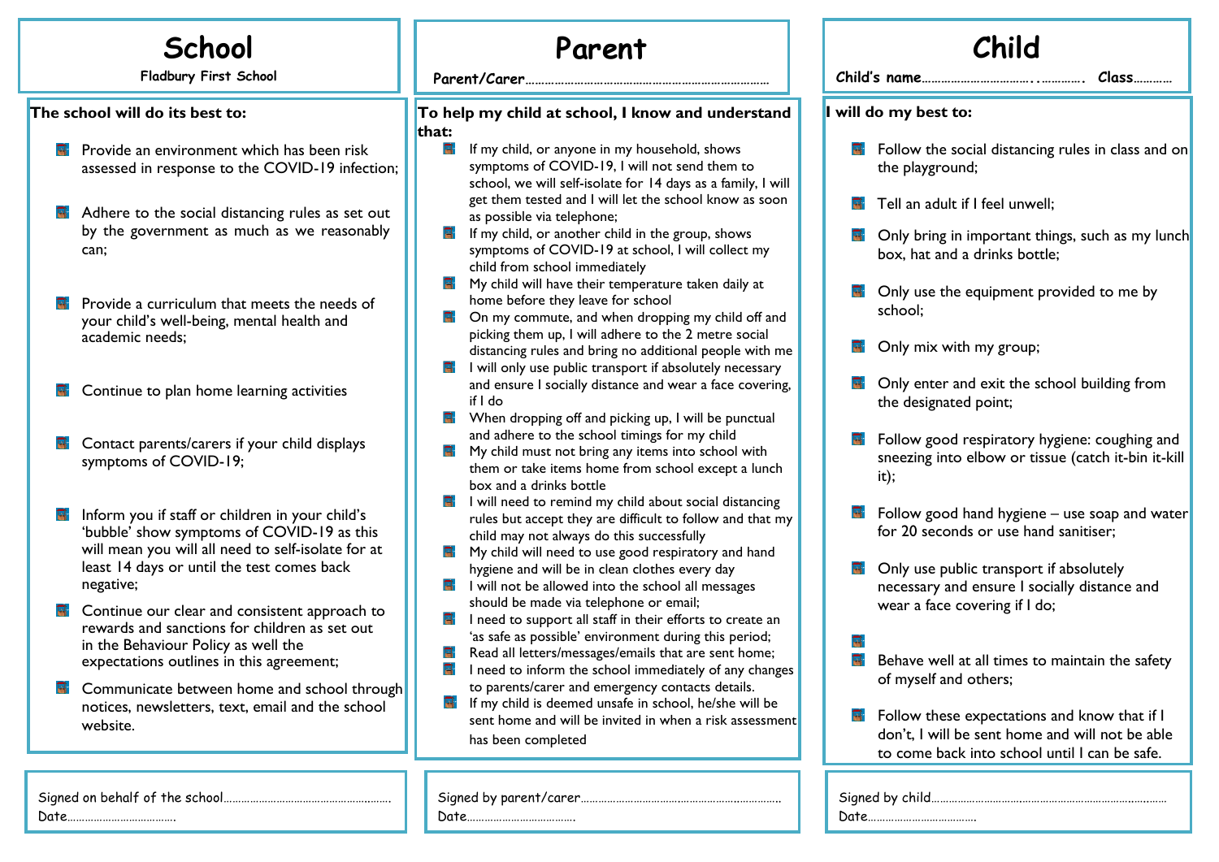# School

**Fladbury First School**

**The school will do its best to:**

- Provide an environment which has been risk assessed in response to the COVID-19 infection;
- Adhere to the social distancing rules as set out by the government as much as we reasonably can;
- Provide a curriculum that meets the needs of your child's well-being, mental health and academic needs;
- Continue to plan home learning activities
- Contact parents/carers if your child displays symptoms of COVID-19;
- Inform you if staff or children in your child's 'bubble' show symptoms of COVID-19 as this will mean you will all need to self-isolate for at least 14 days or until the test comes back negative;
- Continue our clear and consistent approach to rewards and sanctions for children as set out in the Behaviour Policy as well the expectations outlines in this agreement;
- Communicate between home and school through notices, newsletters, text, email and the school website.

Signed on behalf of the school……………………………………………….
Date……………………………….

# Parent

**Parent/Carer**…………………………………………………………………

**To help my child at school, I know and understand that:**

- If my child, or anyone in my household, shows symptoms of COVID-19, I will not send them to school, we will self-isolate for 14 days as a family, I will get them tested and I will let the school know as soon as possible via telephone;
- If my child, or another child in the group, shows symptoms of COVID-19 at school, I will collect my child from school immediately
- My child will have their temperature taken daily at home before they leave for school
- On my commute, and when dropping my child off and picking them up, I will adhere to the 2 metre social distancing rules and bring no additional people with me
- I will only use public transport if absolutely necessary and ensure I socially distance and wear a face covering, if I do
- When dropping off and picking up, I will be punctual and adhere to the school timings for my child
- My child must not bring any items into school with them or take items home from school except a lunch box and a drinks bottle
- I will need to remind my child about social distancing rules but accept they are difficult to follow and that my child may not always do this successfully
- My child will need to use good respiratory and hand hygiene and will be in clean clothes every day
- I will not be allowed into the school all messages should be made via telephone or email;
- I need to support all staff in their efforts to create an 'as safe as possible' environment during this period;
- Read all letters/messages/emails that are sent home;
- I need to inform the school immediately of any changes to parents/carer and emergency contacts details.
- If my child is deemed unsafe in school, he/she will be sent home and will be invited in when a risk assessment has been completed

Signed by parent/carer…………………………………………………………
Date……………………………….

# Child

**Child's name**………………………….………. **Class**…………

**I will do my best to:**

- Follow the social distancing rules in class and on the playground;
- Tell an adult if I feel unwell;
- Only bring in important things, such as my lunch box, hat and a drinks bottle;
- Only use the equipment provided to me by school;
- Only mix with my group;
- Only enter and exit the school building from the designated point;
- Follow good respiratory hygiene: coughing and sneezing into elbow or tissue (catch it-bin it-kill it);
- Follow good hand hygiene – use soap and water for 20 seconds or use hand sanitiser;
- Only use public transport if absolutely necessary and ensure I socially distance and wear a face covering if I do;
- Behave well at all times to maintain the safety of myself and others;
- Follow these expectations and know that if I don't, I will be sent home and will not be able to come back into school until I can be safe.

Signed by child……………………………………………………………………
Date……………………………….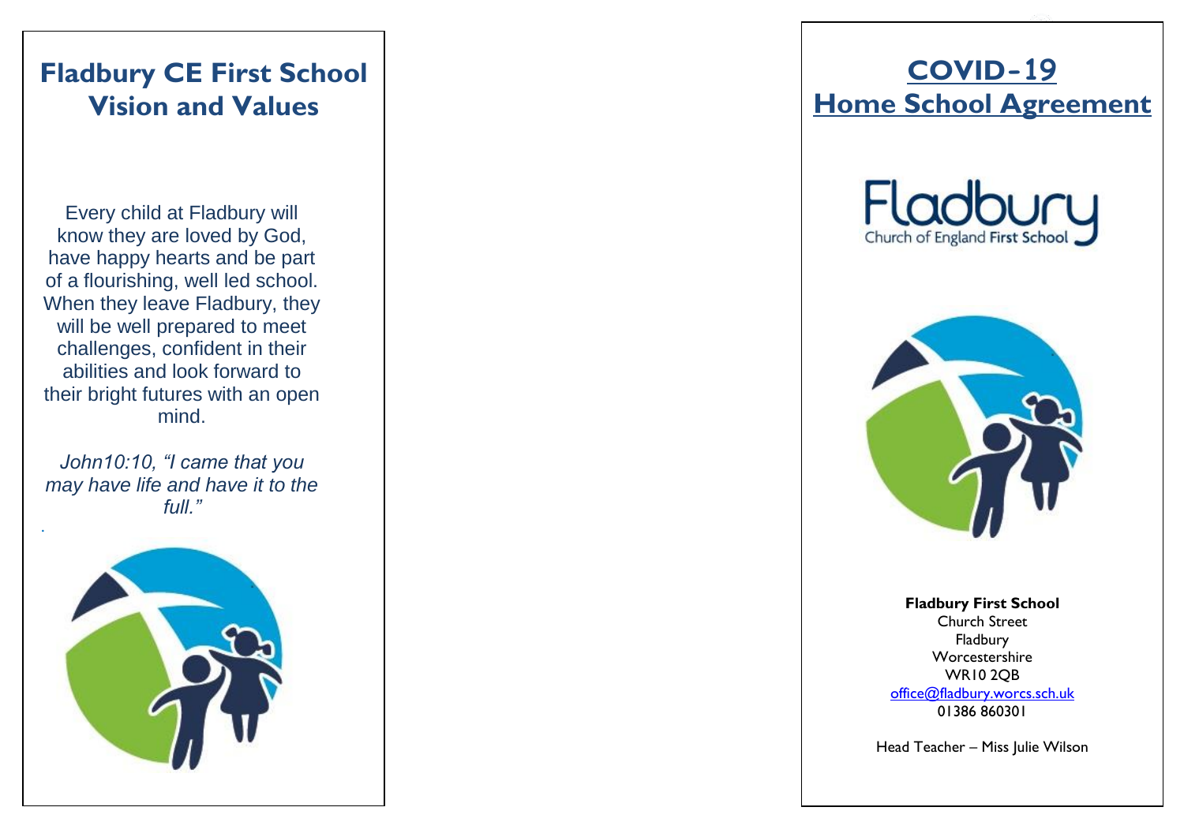# Fladbury CE First School Vision and Values

Every child at Fladbury will know they are loved by God, have happy hearts and be part of a flourishing, well led school. When they leave Fladbury, they will be well prepared to meet challenges, confident in their abilities and look forward to their bright futures with an open mind.

*John10:10, "I came that you may have life and have it to the full."*

# COVID-19 Home School Agreement

Fladbury
Church of England First School

**Fladbury First School**
Church Street
Fladbury
Worcestershire
WR10 2QB
office@fladbury.worcs.sch.uk
01386 860301

Head Teacher – Miss Julie Wilson